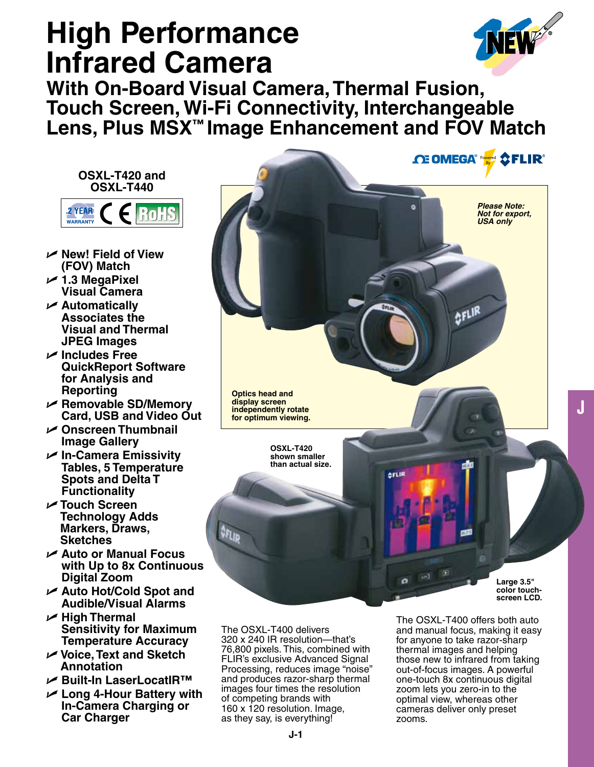# High Performance Infrared Camera

## With On-Board Visual Camera, Thermal Fusion, Touch Screen, Wi-Fi Connectivity, Interchangeable Lens, Plus MSX™ Image Enhancement and FOV Match

**OSXL-T420 and OSXL-T440**

2 YEAR WARRANTY CE RoHS

- New! Field of View (FOV) Match
- 1.3 MegaPixel Visual Camera
- Automatically Associates the Visual and Thermal JPEG Images
- Includes Free QuickReport Software for Analysis and Reporting
- Removable SD/Memory Card, USB and Video Out
- Onscreen Thumbnail Image Gallery
- In-Camera Emissivity Tables, 5 Temperature Spots and Delta T Functionality
- Touch Screen Technology Adds Markers, Draws, Sketches
- Auto or Manual Focus with Up to 8x Continuous Digital Zoom
- Auto Hot/Cold Spot and Audible/Visual Alarms
- High Thermal Sensitivity for Maximum Temperature Accuracy
- Voice, Text and Sketch Annotation
- Built-In LaserLocatIR™
- Long 4-Hour Battery with In-Camera Charging or Car Charger

OMEGA® Powered By FLIR®

***Please Note: Not for export, USA only***

**Optics head and display screen independently rotate for optimum viewing.**

**OSXL-T420 shown smaller than actual size.**

**Large 3.5" color touch-screen LCD.**

The OSXL-T400 delivers 320 x 240 IR resolution—that's 76,800 pixels. This, combined with FLIR's exclusive Advanced Signal Processing, reduces image "noise" and produces razor-sharp thermal images four times the resolution of competing brands with 160 x 120 resolution. Image, as they say, is everything!

The OSXL-T400 offers both auto and manual focus, making it easy for anyone to take razor-sharp thermal images and helping those new to infrared from taking out-of-focus images. A powerful one-touch 8x continuous digital zoom lets you zero-in to the optimal view, whereas other cameras deliver only preset zooms.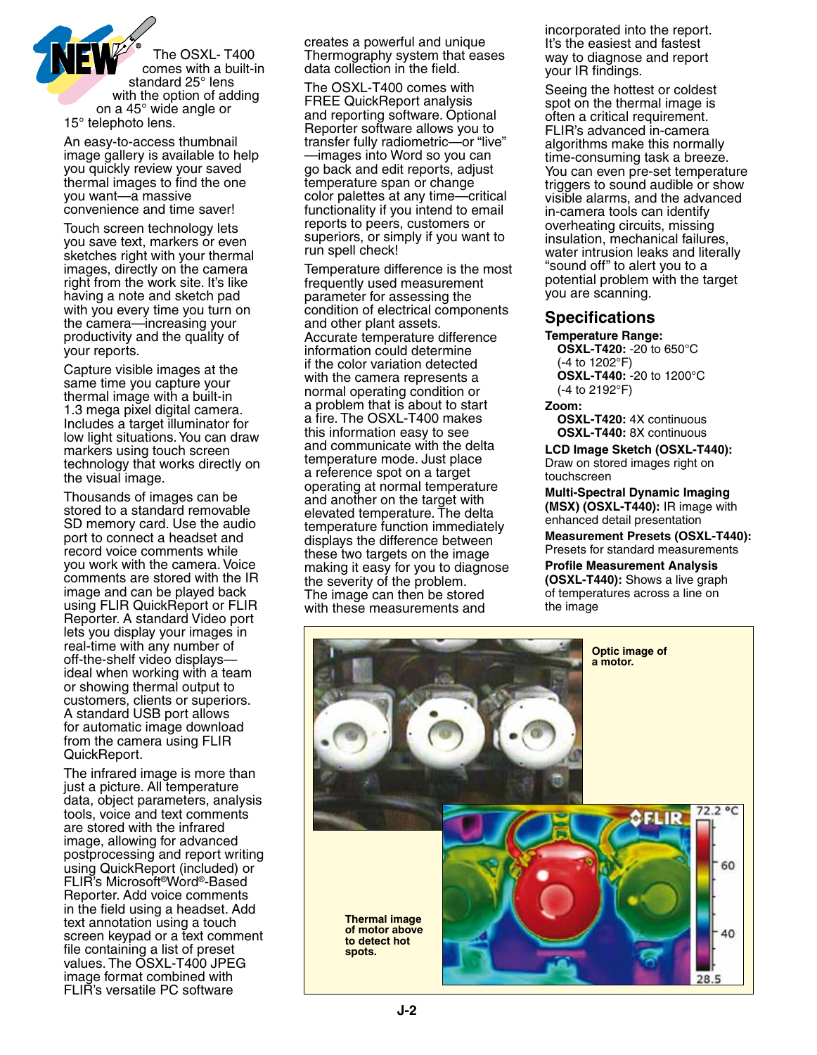The OSXL- T400 comes with a built-in standard 25° lens with the option of adding on a 45° wide angle or 15° telephoto lens.

An easy-to-access thumbnail image gallery is available to help you quickly review your saved thermal images to find the one you want—a massive convenience and time saver!

Touch screen technology lets you save text, markers or even sketches right with your thermal images, directly on the camera right from the work site. It's like having a note and sketch pad with you every time you turn on the camera—increasing your productivity and the quality of your reports.

Capture visible images at the same time you capture your thermal image with a built-in 1.3 mega pixel digital camera. Includes a target illuminator for low light situations. You can draw markers using touch screen technology that works directly on the visual image.

Thousands of images can be stored to a standard removable SD memory card. Use the audio port to connect a headset and record voice comments while you work with the camera. Voice comments are stored with the IR image and can be played back using FLIR QuickReport or FLIR Reporter. A standard Video port lets you display your images in real-time with any number of off-the-shelf video displays—ideal when working with a team or showing thermal output to customers, clients or superiors. A standard USB port allows for automatic image download from the camera using FLIR QuickReport.

The infrared image is more than just a picture. All temperature data, object parameters, analysis tools, voice and text comments are stored with the infrared image, allowing for advanced postprocessing and report writing using QuickReport (included) or FLIR's Microsoft®Word®-Based Reporter. Add voice comments in the field using a headset. Add text annotation using a touch screen keypad or a text comment file containing a list of preset values. The OSXL-T400 JPEG image format combined with FLIR's versatile PC software creates a powerful and unique Thermography system that eases data collection in the field.

The OSXL-T400 comes with FREE QuickReport analysis and reporting software. Optional Reporter software allows you to transfer fully radiometric—or "live" —images into Word so you can go back and edit reports, adjust temperature span or change color palettes at any time—critical functionality if you intend to email reports to peers, customers or superiors, or simply if you want to run spell check!

Temperature difference is the most frequently used measurement parameter for assessing the condition of electrical components and other plant assets. Accurate temperature difference information could determine if the color variation detected with the camera represents a normal operating condition or a problem that is about to start a fire. The OSXL-T400 makes this information easy to see and communicate with the delta temperature mode. Just place a reference spot on a target operating at normal temperature and another on the target with elevated temperature. The delta temperature function immediately displays the difference between these two targets on the image making it easy for you to diagnose the severity of the problem. The image can then be stored with these measurements and incorporated into the report. It's the easiest and fastest way to diagnose and report your IR findings.

Seeing the hottest or coldest spot on the thermal image is often a critical requirement. FLIR's advanced in-camera algorithms make this normally time-consuming task a breeze. You can even pre-set temperature triggers to sound audible or show visible alarms, and the advanced in-camera tools can identify overheating circuits, missing insulation, mechanical failures, water intrusion leaks and literally "sound off" to alert you to a potential problem with the target you are scanning.

## Specifications

**Temperature Range:**
- **OSXL-T420:** -20 to 650°C (-4 to 1202°F)
- **OSXL-T440:** -20 to 1200°C (-4 to 2192°F)

**Zoom:**
- **OSXL-T420:** 4X continuous
- **OSXL-T440:** 8X continuous

**LCD Image Sketch (OSXL-T440):** Draw on stored images right on touchscreen

**Multi-Spectral Dynamic Imaging (MSX) (OSXL-T440):** IR image with enhanced detail presentation

**Measurement Presets (OSXL-T440):** Presets for standard measurements

**Profile Measurement Analysis (OSXL-T440):** Shows a live graph of temperatures across a line on the image

Optic image of a motor.

Thermal image of motor above to detect hot spots.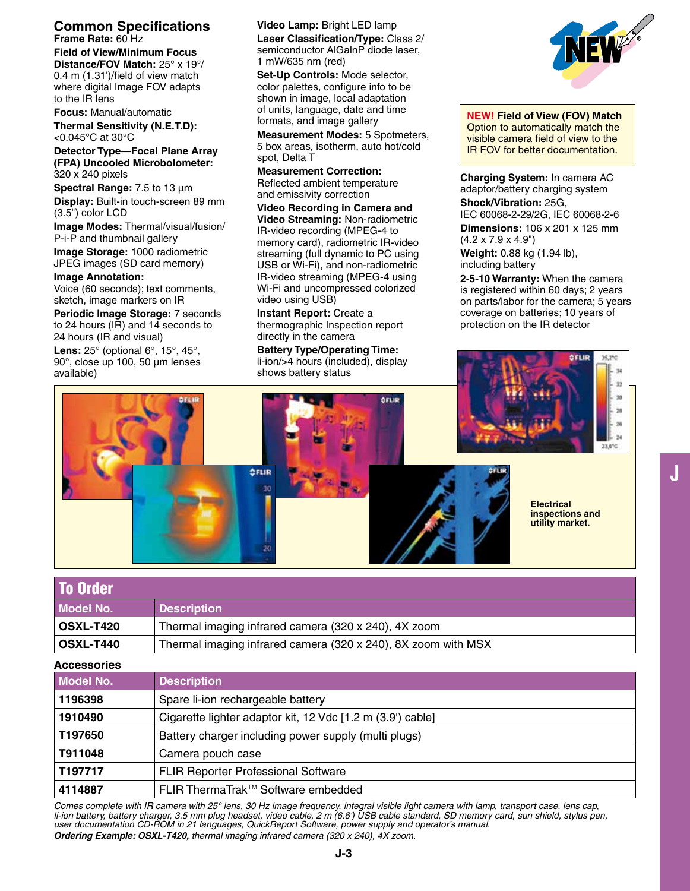## Common Specifications

**Frame Rate:** 60 Hz

**Field of View/Minimum Focus Distance/FOV Match:** 25° x 19°/ 0.4 m (1.31')/field of view match where digital Image FOV adapts to the IR lens

**Focus:** Manual/automatic

**Thermal Sensitivity (N.E.T.D):** <0.045°C at 30°C

**Detector Type—Focal Plane Array (FPA) Uncooled Microbolometer:** 320 x 240 pixels

**Spectral Range:** 7.5 to 13 µm

**Display:** Built-in touch-screen 89 mm (3.5") color LCD

**Image Modes:** Thermal/visual/fusion/ P-i-P and thumbnail gallery

**Image Storage:** 1000 radiometric JPEG images (SD card memory)

**Image Annotation:** Voice (60 seconds); text comments, sketch, image markers on IR

**Periodic Image Storage:** 7 seconds to 24 hours (IR) and 14 seconds to 24 hours (IR and visual)

**Lens:** 25° (optional 6°, 15°, 45°, 90°, close up 100, 50 µm lenses available)

**Video Lamp:** Bright LED lamp

**Laser Classification/Type:** Class 2/ semiconductor AlGaInP diode laser, 1 mW/635 nm (red)

**Set-Up Controls:** Mode selector, color palettes, configure info to be shown in image, local adaptation of units, language, date and time formats, and image gallery

**Measurement Modes:** 5 Spotmeters, 5 box areas, isotherm, auto hot/cold spot, Delta T

**Measurement Correction:** Reflected ambient temperature and emissivity correction

**Video Recording in Camera and Video Streaming:** Non-radiometric IR-video recording (MPEG-4 to memory card), radiometric IR-video streaming (full dynamic to PC using USB or Wi-Fi), and non-radiometric IR-video streaming (MPEG-4 using Wi-Fi and uncompressed colorized video using USB)

**Instant Report:** Create a thermographic Inspection report directly in the camera

**Battery Type/Operating Time:** li-ion/>4 hours (included), display shows battery status

**NEW! Field of View (FOV) Match**
Option to automatically match the visible camera field of view to the IR FOV for better documentation.

**Charging System:** In camera AC adaptor/battery charging system

**Shock/Vibration:** 25G, IEC 60068-2-29/2G, IEC 60068-2-6

**Dimensions:** 106 x 201 x 125 mm (4.2 x 7.9 x 4.9")

**Weight:** 0.88 kg (1.94 lb), including battery

**2-5-10 Warranty:** When the camera is registered within 60 days; 2 years on parts/labor for the camera; 5 years coverage on batteries; 10 years of protection on the IR detector

**Electrical inspections and utility market.**

## To Order

| Model No. | Description |
|---|---|
| **OSXL-T420** | Thermal imaging infrared camera (320 x 240), 4X zoom |
| **OSXL-T440** | Thermal imaging infrared camera (320 x 240), 8X zoom with MSX |

### Accessories

| Model No. | Description |
|---|---|
| **1196398** | Spare li-ion rechargeable battery |
| **1910490** | Cigarette lighter adaptor kit, 12 Vdc [1.2 m (3.9') cable] |
| **T197650** | Battery charger including power supply (multi plugs) |
| **T911048** | Camera pouch case |
| **T197717** | FLIR Reporter Professional Software |
| **4114887** | FLIR ThermaTrak™ Software embedded |

*Comes complete with IR camera with 25° lens, 30 Hz image frequency, integral visible light camera with lamp, transport case, lens cap, li-ion battery, battery charger, 3.5 mm plug headset, video cable, 2 m (6.6') USB cable standard, SD memory card, sun shield, stylus pen, user documentation CD-ROM in 21 languages, QuickReport Software, power supply and operator's manual.*

***Ordering Example: OSXL-T420,*** *thermal imaging infrared camera (320 x 240), 4X zoom.*